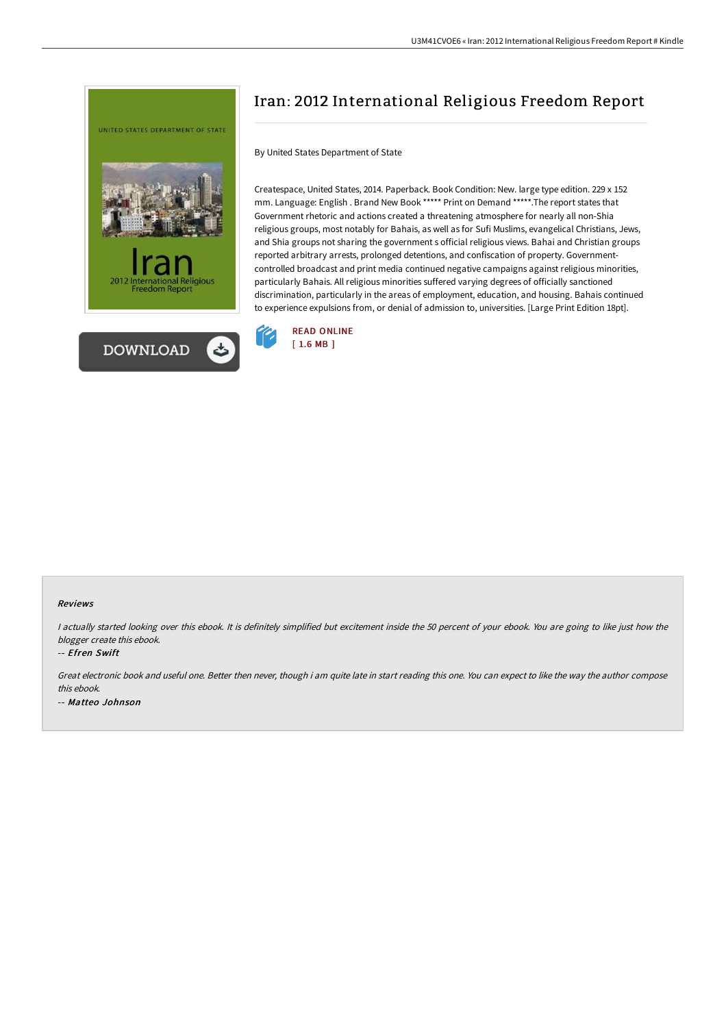# Iran: 2012 International Religious Freedom Report

By United States Department of State

Createspace, United States, 2014. Paperback. Book Condition: New. large type edition. 229 x 152 mm. Language: English . Brand New Book ***** Print on Demand *****.The report states that Government rhetoric and actions created a threatening atmosphere for nearly all non-Shia religious groups, most notably for Bahais, as well as for Sufi Muslims, evangelical Christians, Jews, and Shia groups not sharing the government s official religious views. Bahai and Christian groups reported arbitrary arrests, prolonged detentions, and confiscation of property. Government-controlled broadcast and print media continued negative campaigns against religious minorities, particularly Bahais. All religious minorities suffered varying degrees of officially sanctioned discrimination, particularly in the areas of employment, education, and housing. Bahais continued to experience expulsions from, or denial of admission to, universities. [Large Print Edition 18pt].

READ ONLINE
[ 1.6 MB ]

DOWNLOAD

#### Reviews

*I actually started looking over this ebook. It is definitely simplified but excitement inside the 50 percent of your ebook. You are going to like just how the blogger create this ebook.*

-- ***Efren Swift***

*Great electronic book and useful one. Better then never, though i am quite late in start reading this one. You can expect to like the way the author compose this ebook.*

-- ***Matteo Johnson***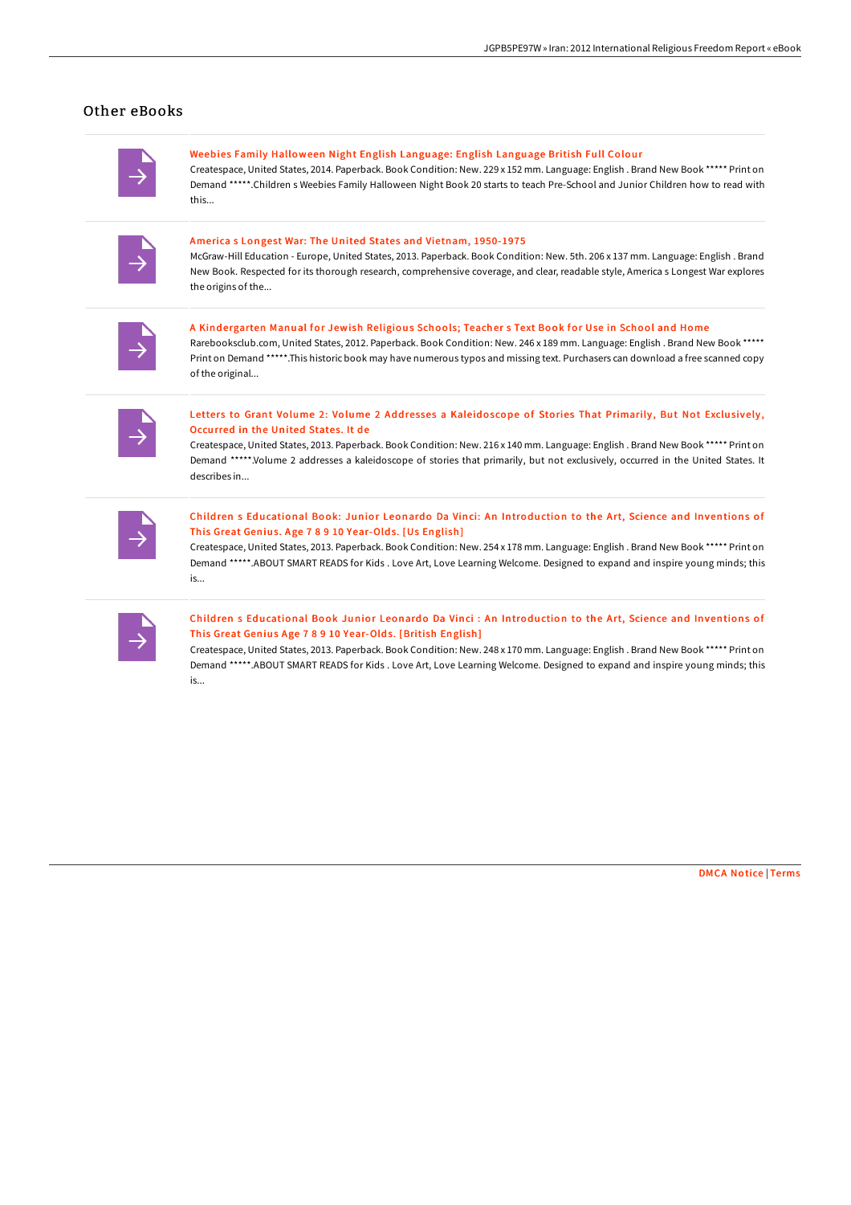## Other eBooks

**Weebies Family Halloween Night English Language: English Language British Full Colour**

Createspace, United States, 2014. Paperback. Book Condition: New. 229 x 152 mm. Language: English . Brand New Book ***** Print on Demand *****.Children s Weebies Family Halloween Night Book 20 starts to teach Pre-School and Junior Children how to read with this...

**America s Longest War: The United States and Vietnam, 1950-1975**

McGraw-Hill Education - Europe, United States, 2013. Paperback. Book Condition: New. 5th. 206 x 137 mm. Language: English . Brand New Book. Respected for its thorough research, comprehensive coverage, and clear, readable style, America s Longest War explores the origins of the...

**A Kindergarten Manual for Jewish Religious Schools; Teacher s Text Book for Use in School and Home**

Rarebooksclub.com, United States, 2012. Paperback. Book Condition: New. 246 x 189 mm. Language: English . Brand New Book ***** Print on Demand *****.This historic book may have numerous typos and missing text. Purchasers can download a free scanned copy of the original...

**Letters to Grant Volume 2: Volume 2 Addresses a Kaleidoscope of Stories That Primarily, But Not Exclusively, Occurred in the United States. It de**

Createspace, United States, 2013. Paperback. Book Condition: New. 216 x 140 mm. Language: English . Brand New Book ***** Print on Demand *****.Volume 2 addresses a kaleidoscope of stories that primarily, but not exclusively, occurred in the United States. It describes in...

**Children s Educational Book: Junior Leonardo Da Vinci: An Introduction to the Art, Science and Inventions of This Great Genius. Age 7 8 9 10 Year-Olds. [Us English]**

Createspace, United States, 2013. Paperback. Book Condition: New. 254 x 178 mm. Language: English . Brand New Book ***** Print on Demand *****.ABOUT SMART READS for Kids . Love Art, Love Learning Welcome. Designed to expand and inspire young minds; this is...

**Children s Educational Book Junior Leonardo Da Vinci : An Introduction to the Art, Science and Inventions of This Great Genius Age 7 8 9 10 Year-Olds. [British English]**

Createspace, United States, 2013. Paperback. Book Condition: New. 248 x 170 mm. Language: English . Brand New Book ***** Print on Demand *****.ABOUT SMART READS for Kids . Love Art, Love Learning Welcome. Designed to expand and inspire young minds; this is...